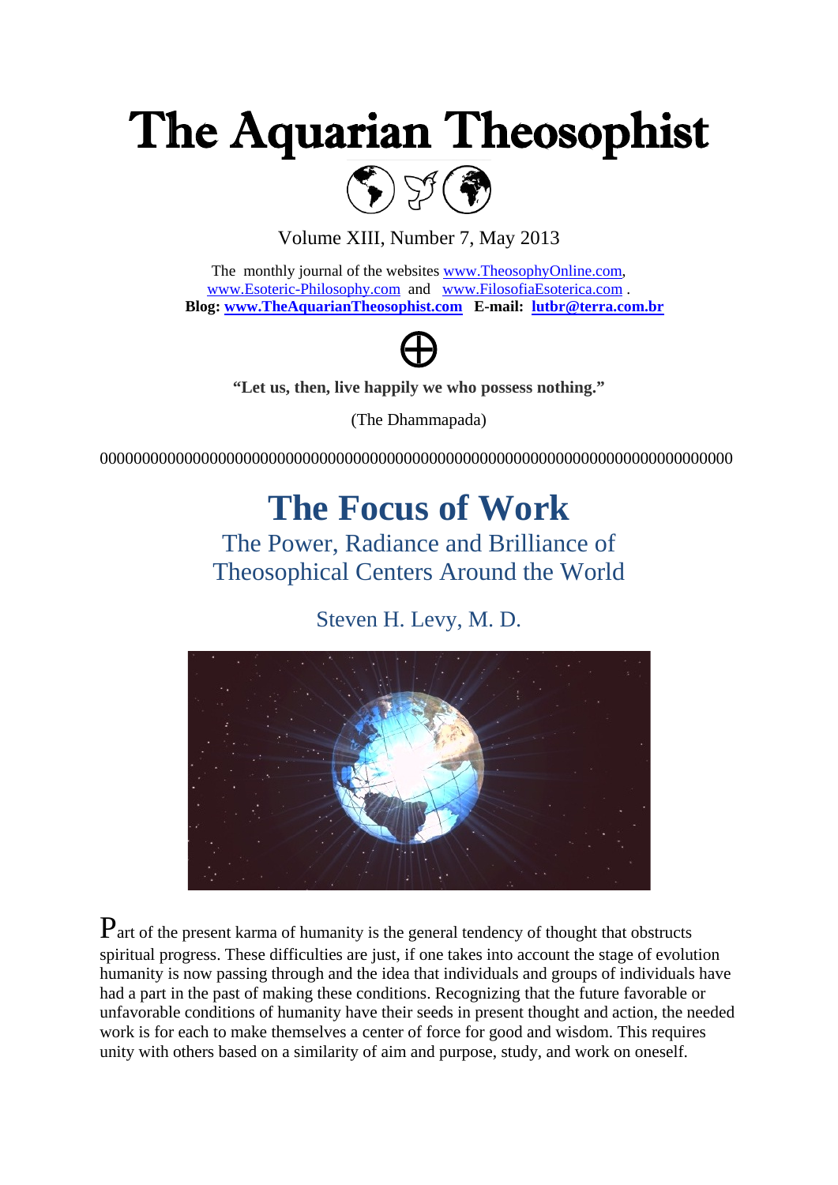# The Aquarian Theosophist

Volume XIII, Number 7, May 2013

The monthly journal of the websites www.TheosophyOnline.com, www.Esoteric-Philosophy.com and www.FilosofiaEsoterica.com .
**Blog: www.TheAquarianTheosophist.com E-mail: lutbr@terra.com.br**

⊕

**"Let us, then, live happily we who possess nothing."**

(The Dhammapada)

000000000000000000000000000000000000000000000000000000000000000000000000

## The Focus of Work

### The Power, Radiance and Brilliance of Theosophical Centers Around the World

Steven H. Levy, M. D.

Part of the present karma of humanity is the general tendency of thought that obstructs spiritual progress. These difficulties are just, if one takes into account the stage of evolution humanity is now passing through and the idea that individuals and groups of individuals have had a part in the past of making these conditions. Recognizing that the future favorable or unfavorable conditions of humanity have their seeds in present thought and action, the needed work is for each to make themselves a center of force for good and wisdom. This requires unity with others based on a similarity of aim and purpose, study, and work on oneself.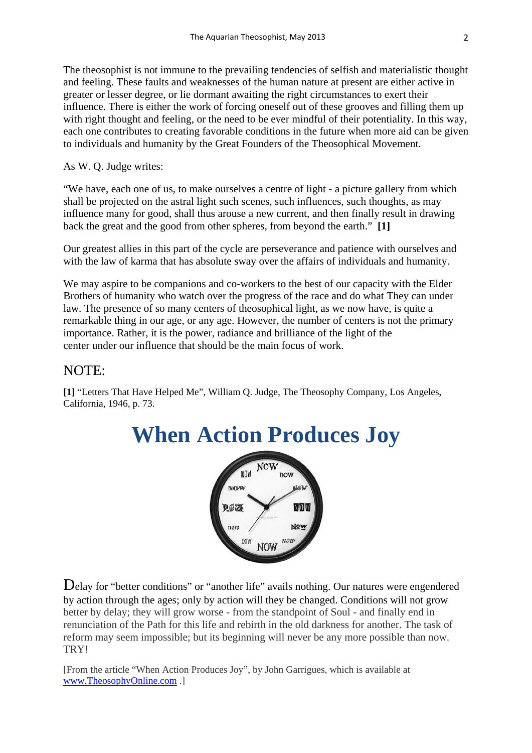The theosophist is not immune to the prevailing tendencies of selfish and materialistic thought and feeling. These faults and weaknesses of the human nature at present are either active in greater or lesser degree, or lie dormant awaiting the right circumstances to exert their influence. There is either the work of forcing oneself out of these grooves and filling them up with right thought and feeling, or the need to be ever mindful of their potentiality. In this way, each one contributes to creating favorable conditions in the future when more aid can be given to individuals and humanity by the Great Founders of the Theosophical Movement.

As W. Q. Judge writes:

"We have, each one of us, to make ourselves a centre of light - a picture gallery from which shall be projected on the astral light such scenes, such influences, such thoughts, as may influence many for good, shall thus arouse a new current, and then finally result in drawing back the great and the good from other spheres, from beyond the earth." **[1]**

Our greatest allies in this part of the cycle are perseverance and patience with ourselves and with the law of karma that has absolute sway over the affairs of individuals and humanity.

We may aspire to be companions and co-workers to the best of our capacity with the Elder Brothers of humanity who watch over the progress of the race and do what They can under law. The presence of so many centers of theosophical light, as we now have, is quite a remarkable thing in our age, or any age. However, the number of centers is not the primary importance. Rather, it is the power, radiance and brilliance of the light of the center under our influence that should be the main focus of work.

## NOTE:

**[1]** "Letters That Have Helped Me", William Q. Judge, The Theosophy Company, Los Angeles, California, 1946, p. 73.

# When Action Produces Joy

Delay for "better conditions" or "another life" avails nothing. Our natures were engendered by action through the ages; only by action will they be changed. Conditions will not grow better by delay; they will grow worse - from the standpoint of Soul - and finally end in renunciation of the Path for this life and rebirth in the old darkness for another. The task of reform may seem impossible; but its beginning will never be any more possible than now. TRY!

[From the article "When Action Produces Joy", by John Garrigues, which is available at www.TheosophyOnline.com .]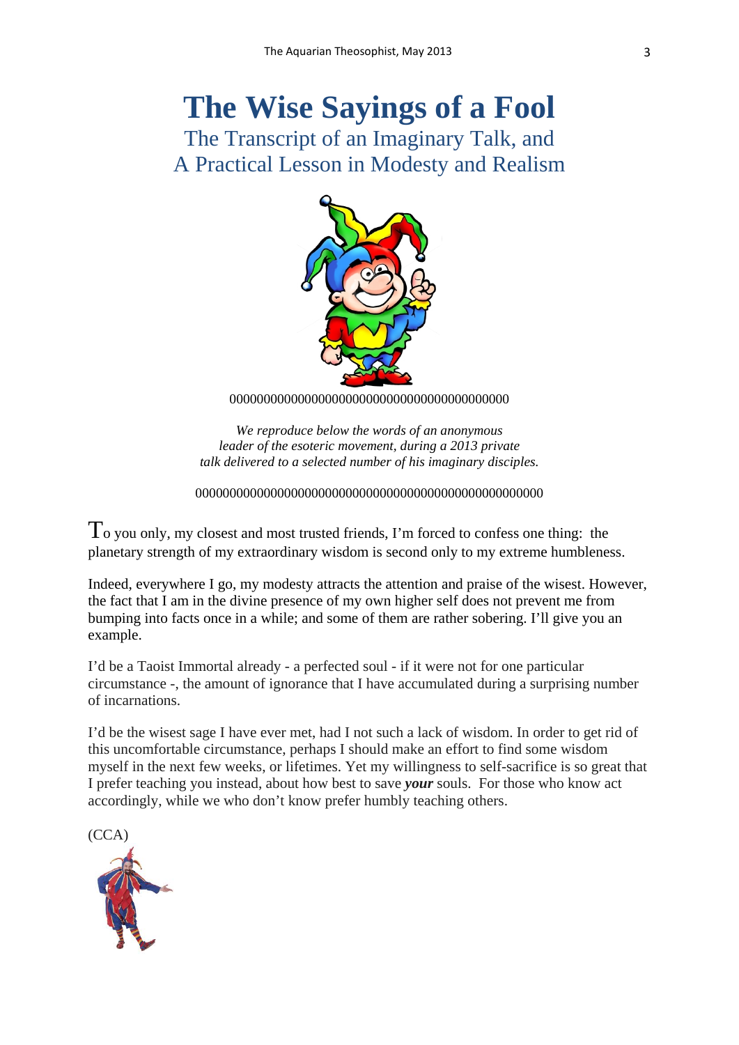# The Wise Sayings of a Fool

## The Transcript of an Imaginary Talk, and A Practical Lesson in Modesty and Realism

000000000000000000000000000000000000000000

*We reproduce below the words of an anonymous leader of the esoteric movement, during a 2013 private talk delivered to a selected number of his imaginary disciples.*

0000000000000000000000000000000000000000000000000000

To you only, my closest and most trusted friends, I'm forced to confess one thing: the planetary strength of my extraordinary wisdom is second only to my extreme humbleness.

Indeed, everywhere I go, my modesty attracts the attention and praise of the wisest. However, the fact that I am in the divine presence of my own higher self does not prevent me from bumping into facts once in a while; and some of them are rather sobering. I'll give you an example.

I'd be a Taoist Immortal already - a perfected soul - if it were not for one particular circumstance -, the amount of ignorance that I have accumulated during a surprising number of incarnations.

I'd be the wisest sage I have ever met, had I not such a lack of wisdom. In order to get rid of this uncomfortable circumstance, perhaps I should make an effort to find some wisdom myself in the next few weeks, or lifetimes. Yet my willingness to self-sacrifice is so great that I prefer teaching you instead, about how best to save ***your*** souls. For those who know act accordingly, while we who don't know prefer humbly teaching others.

(CCA)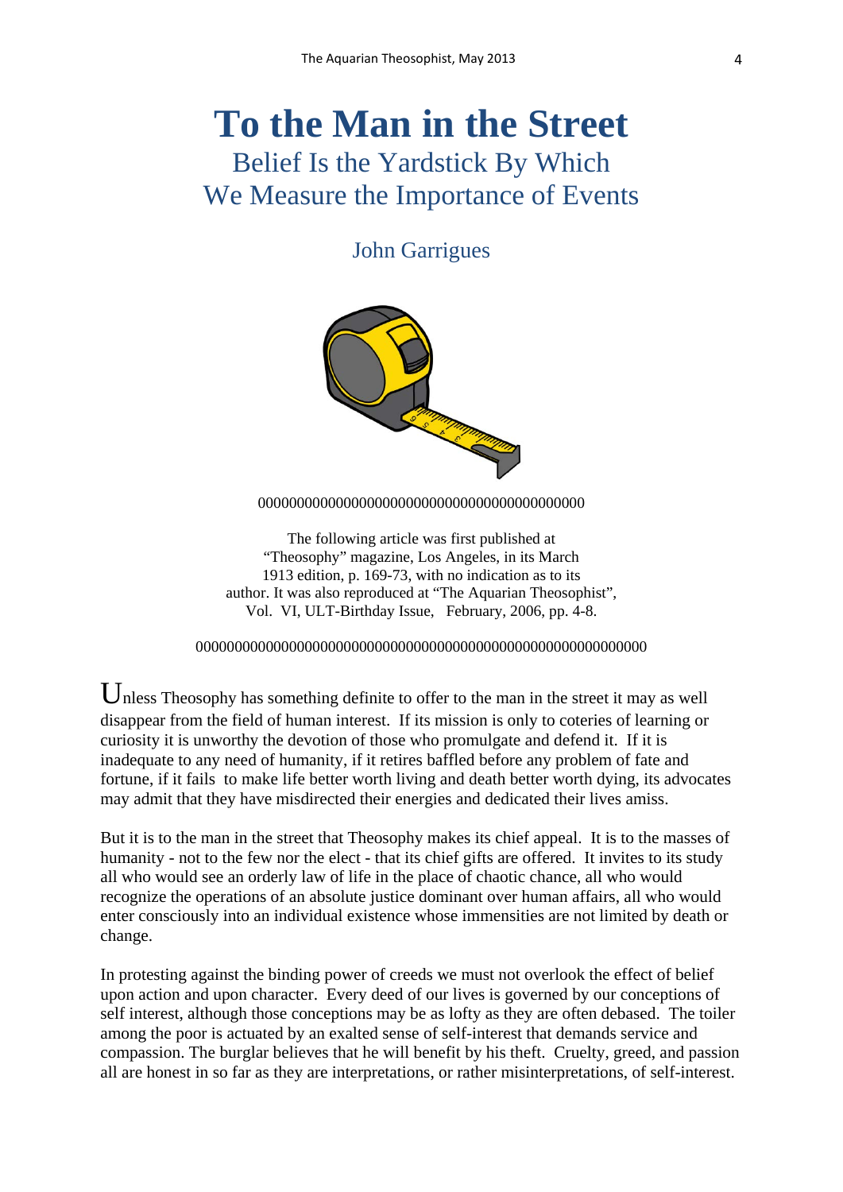# To the Man in the Street

## Belief Is the Yardstick By Which We Measure the Importance of Events

John Garrigues

000000000000000000000000000000000000000000

The following article was first published at "Theosophy" magazine, Los Angeles, in its March 1913 edition, p. 169-73, with no indication as to its author. It was also reproduced at "The Aquarian Theosophist", Vol. VI, ULT-Birthday Issue, February, 2006, pp. 4-8.

0000000000000000000000000000000000000000000000000000000000

Unless Theosophy has something definite to offer to the man in the street it may as well disappear from the field of human interest. If its mission is only to coteries of learning or curiosity it is unworthy the devotion of those who promulgate and defend it. If it is inadequate to any need of humanity, if it retires baffled before any problem of fate and fortune, if it fails to make life better worth living and death better worth dying, its advocates may admit that they have misdirected their energies and dedicated their lives amiss.

But it is to the man in the street that Theosophy makes its chief appeal. It is to the masses of humanity - not to the few nor the elect - that its chief gifts are offered. It invites to its study all who would see an orderly law of life in the place of chaotic chance, all who would recognize the operations of an absolute justice dominant over human affairs, all who would enter consciously into an individual existence whose immensities are not limited by death or change.

In protesting against the binding power of creeds we must not overlook the effect of belief upon action and upon character. Every deed of our lives is governed by our conceptions of self interest, although those conceptions may be as lofty as they are often debased. The toiler among the poor is actuated by an exalted sense of self-interest that demands service and compassion. The burglar believes that he will benefit by his theft. Cruelty, greed, and passion all are honest in so far as they are interpretations, or rather misinterpretations, of self-interest.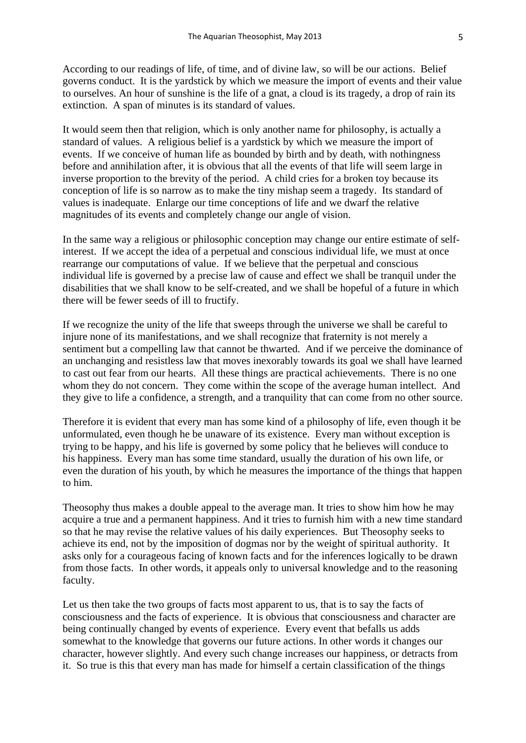According to our readings of life, of time, and of divine law, so will be our actions. Belief governs conduct. It is the yardstick by which we measure the import of events and their value to ourselves. An hour of sunshine is the life of a gnat, a cloud is its tragedy, a drop of rain its extinction. A span of minutes is its standard of values.

It would seem then that religion, which is only another name for philosophy, is actually a standard of values. A religious belief is a yardstick by which we measure the import of events. If we conceive of human life as bounded by birth and by death, with nothingness before and annihilation after, it is obvious that all the events of that life will seem large in inverse proportion to the brevity of the period. A child cries for a broken toy because its conception of life is so narrow as to make the tiny mishap seem a tragedy. Its standard of values is inadequate. Enlarge our time conceptions of life and we dwarf the relative magnitudes of its events and completely change our angle of vision.

In the same way a religious or philosophic conception may change our entire estimate of self-interest. If we accept the idea of a perpetual and conscious individual life, we must at once rearrange our computations of value. If we believe that the perpetual and conscious individual life is governed by a precise law of cause and effect we shall be tranquil under the disabilities that we shall know to be self-created, and we shall be hopeful of a future in which there will be fewer seeds of ill to fructify.

If we recognize the unity of the life that sweeps through the universe we shall be careful to injure none of its manifestations, and we shall recognize that fraternity is not merely a sentiment but a compelling law that cannot be thwarted. And if we perceive the dominance of an unchanging and resistless law that moves inexorably towards its goal we shall have learned to cast out fear from our hearts. All these things are practical achievements. There is no one whom they do not concern. They come within the scope of the average human intellect. And they give to life a confidence, a strength, and a tranquility that can come from no other source.

Therefore it is evident that every man has some kind of a philosophy of life, even though it be unformulated, even though he be unaware of its existence. Every man without exception is trying to be happy, and his life is governed by some policy that he believes will conduce to his happiness. Every man has some time standard, usually the duration of his own life, or even the duration of his youth, by which he measures the importance of the things that happen to him.

Theosophy thus makes a double appeal to the average man. It tries to show him how he may acquire a true and a permanent happiness. And it tries to furnish him with a new time standard so that he may revise the relative values of his daily experiences. But Theosophy seeks to achieve its end, not by the imposition of dogmas nor by the weight of spiritual authority. It asks only for a courageous facing of known facts and for the inferences logically to be drawn from those facts. In other words, it appeals only to universal knowledge and to the reasoning faculty.

Let us then take the two groups of facts most apparent to us, that is to say the facts of consciousness and the facts of experience. It is obvious that consciousness and character are being continually changed by events of experience. Every event that befalls us adds somewhat to the knowledge that governs our future actions. In other words it changes our character, however slightly. And every such change increases our happiness, or detracts from it. So true is this that every man has made for himself a certain classification of the things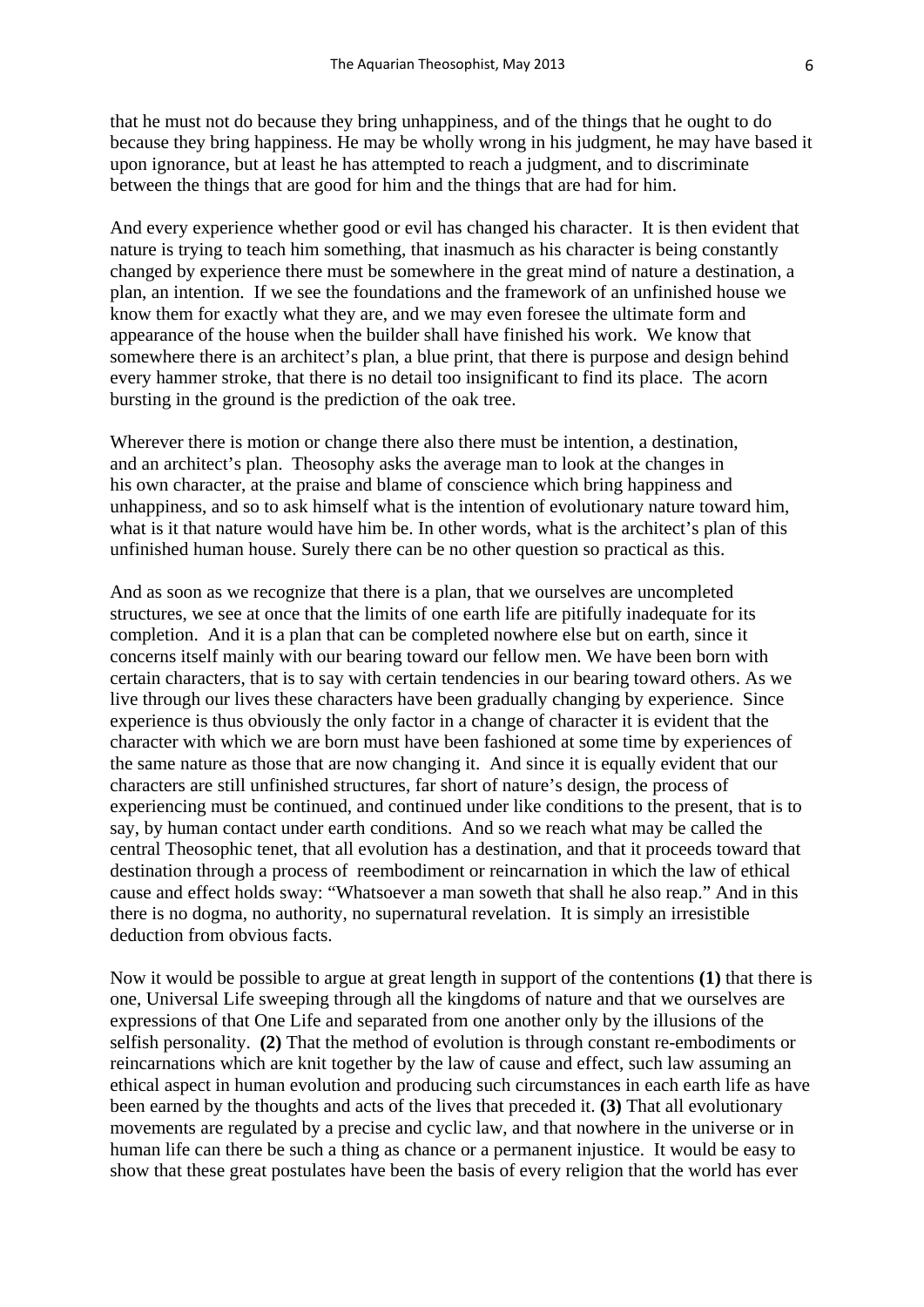that he must not do because they bring unhappiness, and of the things that he ought to do because they bring happiness. He may be wholly wrong in his judgment, he may have based it upon ignorance, but at least he has attempted to reach a judgment, and to discriminate between the things that are good for him and the things that are had for him.

And every experience whether good or evil has changed his character. It is then evident that nature is trying to teach him something, that inasmuch as his character is being constantly changed by experience there must be somewhere in the great mind of nature a destination, a plan, an intention. If we see the foundations and the framework of an unfinished house we know them for exactly what they are, and we may even foresee the ultimate form and appearance of the house when the builder shall have finished his work. We know that somewhere there is an architect's plan, a blue print, that there is purpose and design behind every hammer stroke, that there is no detail too insignificant to find its place. The acorn bursting in the ground is the prediction of the oak tree.

Wherever there is motion or change there also there must be intention, a destination, and an architect's plan. Theosophy asks the average man to look at the changes in his own character, at the praise and blame of conscience which bring happiness and unhappiness, and so to ask himself what is the intention of evolutionary nature toward him, what is it that nature would have him be. In other words, what is the architect's plan of this unfinished human house. Surely there can be no other question so practical as this.

And as soon as we recognize that there is a plan, that we ourselves are uncompleted structures, we see at once that the limits of one earth life are pitifully inadequate for its completion. And it is a plan that can be completed nowhere else but on earth, since it concerns itself mainly with our bearing toward our fellow men. We have been born with certain characters, that is to say with certain tendencies in our bearing toward others. As we live through our lives these characters have been gradually changing by experience. Since experience is thus obviously the only factor in a change of character it is evident that the character with which we are born must have been fashioned at some time by experiences of the same nature as those that are now changing it. And since it is equally evident that our characters are still unfinished structures, far short of nature's design, the process of experiencing must be continued, and continued under like conditions to the present, that is to say, by human contact under earth conditions. And so we reach what may be called the central Theosophic tenet, that all evolution has a destination, and that it proceeds toward that destination through a process of reembodiment or reincarnation in which the law of ethical cause and effect holds sway: "Whatsoever a man soweth that shall he also reap." And in this there is no dogma, no authority, no supernatural revelation. It is simply an irresistible deduction from obvious facts.

Now it would be possible to argue at great length in support of the contentions **(1)** that there is one, Universal Life sweeping through all the kingdoms of nature and that we ourselves are expressions of that One Life and separated from one another only by the illusions of the selfish personality. **(2)** That the method of evolution is through constant re-embodiments or reincarnations which are knit together by the law of cause and effect, such law assuming an ethical aspect in human evolution and producing such circumstances in each earth life as have been earned by the thoughts and acts of the lives that preceded it. **(3)** That all evolutionary movements are regulated by a precise and cyclic law, and that nowhere in the universe or in human life can there be such a thing as chance or a permanent injustice. It would be easy to show that these great postulates have been the basis of every religion that the world has ever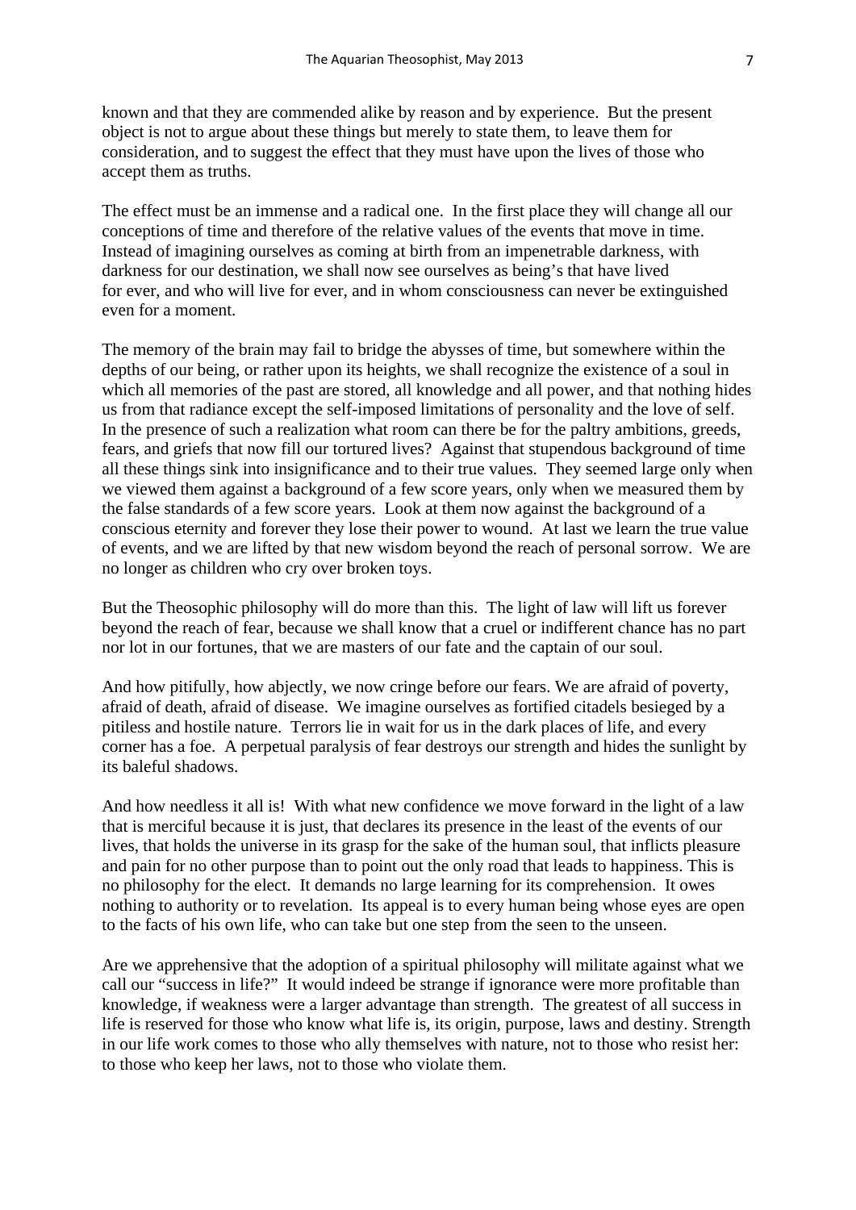known and that they are commended alike by reason and by experience. But the present object is not to argue about these things but merely to state them, to leave them for consideration, and to suggest the effect that they must have upon the lives of those who accept them as truths.

The effect must be an immense and a radical one. In the first place they will change all our conceptions of time and therefore of the relative values of the events that move in time. Instead of imagining ourselves as coming at birth from an impenetrable darkness, with darkness for our destination, we shall now see ourselves as being's that have lived for ever, and who will live for ever, and in whom consciousness can never be extinguished even for a moment.

The memory of the brain may fail to bridge the abysses of time, but somewhere within the depths of our being, or rather upon its heights, we shall recognize the existence of a soul in which all memories of the past are stored, all knowledge and all power, and that nothing hides us from that radiance except the self-imposed limitations of personality and the love of self. In the presence of such a realization what room can there be for the paltry ambitions, greeds, fears, and griefs that now fill our tortured lives? Against that stupendous background of time all these things sink into insignificance and to their true values. They seemed large only when we viewed them against a background of a few score years, only when we measured them by the false standards of a few score years. Look at them now against the background of a conscious eternity and forever they lose their power to wound. At last we learn the true value of events, and we are lifted by that new wisdom beyond the reach of personal sorrow. We are no longer as children who cry over broken toys.

But the Theosophic philosophy will do more than this. The light of law will lift us forever beyond the reach of fear, because we shall know that a cruel or indifferent chance has no part nor lot in our fortunes, that we are masters of our fate and the captain of our soul.

And how pitifully, how abjectly, we now cringe before our fears. We are afraid of poverty, afraid of death, afraid of disease. We imagine ourselves as fortified citadels besieged by a pitiless and hostile nature. Terrors lie in wait for us in the dark places of life, and every corner has a foe. A perpetual paralysis of fear destroys our strength and hides the sunlight by its baleful shadows.

And how needless it all is! With what new confidence we move forward in the light of a law that is merciful because it is just, that declares its presence in the least of the events of our lives, that holds the universe in its grasp for the sake of the human soul, that inflicts pleasure and pain for no other purpose than to point out the only road that leads to happiness. This is no philosophy for the elect. It demands no large learning for its comprehension. It owes nothing to authority or to revelation. Its appeal is to every human being whose eyes are open to the facts of his own life, who can take but one step from the seen to the unseen.

Are we apprehensive that the adoption of a spiritual philosophy will militate against what we call our "success in life?" It would indeed be strange if ignorance were more profitable than knowledge, if weakness were a larger advantage than strength. The greatest of all success in life is reserved for those who know what life is, its origin, purpose, laws and destiny. Strength in our life work comes to those who ally themselves with nature, not to those who resist her: to those who keep her laws, not to those who violate them.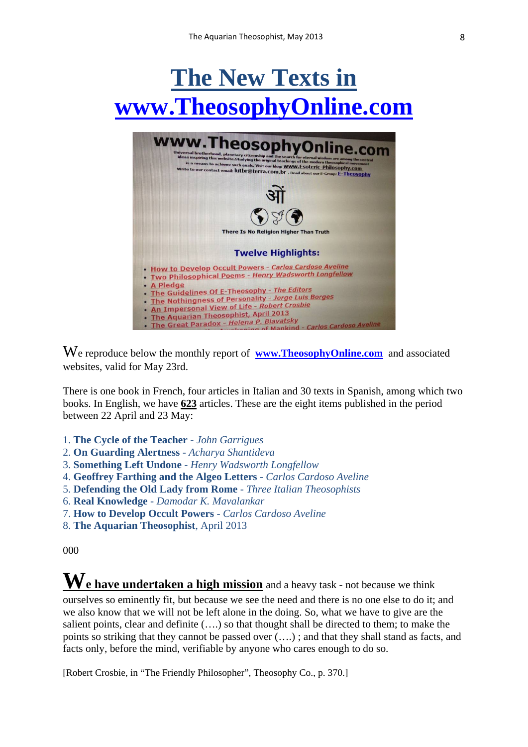# The New Texts in www.TheosophyOnline.com

We reproduce below the monthly report of **www.TheosophyOnline.com** and associated websites, valid for May 23rd.

There is one book in French, four articles in Italian and 30 texts in Spanish, among which two books. In English, we have **623** articles. These are the eight items published in the period between 22 April and 23 May:

1. **The Cycle of the Teacher** - *John Garrigues*
2. **On Guarding Alertness** - *Acharya Shantideva*
3. **Something Left Undone** - *Henry Wadsworth Longfellow*
4. **Geoffrey Farthing and the Algeo Letters** - *Carlos Cardoso Aveline*
5. **Defending the Old Lady from Rome** - *Three Italian Theosophists*
6. **Real Knowledge** - *Damodar K. Mavalankar*
7. **How to Develop Occult Powers** - *Carlos Cardoso Aveline*
8. **The Aquarian Theosophist**, April 2013

000

**We have undertaken a high mission** and a heavy task - not because we think ourselves so eminently fit, but because we see the need and there is no one else to do it; and we also know that we will not be left alone in the doing. So, what we have to give are the salient points, clear and definite (….) so that thought shall be directed to them; to make the points so striking that they cannot be passed over (….) ; and that they shall stand as facts, and facts only, before the mind, verifiable by anyone who cares enough to do so.

[Robert Crosbie, in "The Friendly Philosopher", Theosophy Co., p. 370.]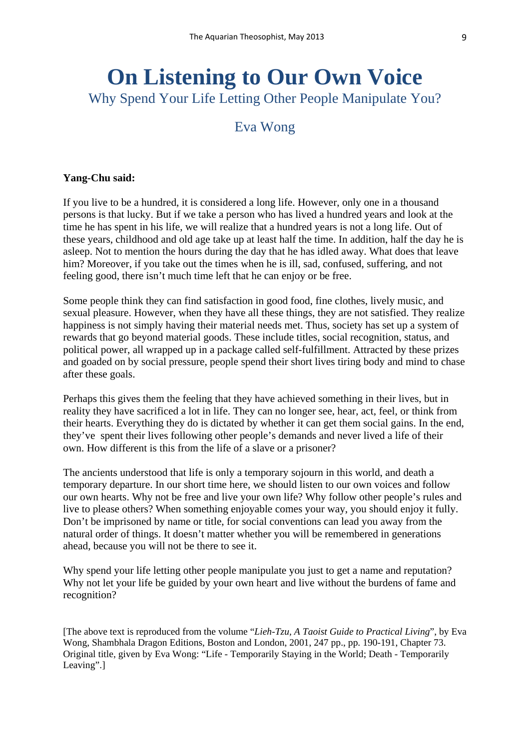# On Listening to Our Own Voice

## Why Spend Your Life Letting Other People Manipulate You?

### Eva Wong

**Yang-Chu said:**

If you live to be a hundred, it is considered a long life. However, only one in a thousand persons is that lucky. But if we take a person who has lived a hundred years and look at the time he has spent in his life, we will realize that a hundred years is not a long life. Out of these years, childhood and old age take up at least half the time. In addition, half the day he is asleep. Not to mention the hours during the day that he has idled away. What does that leave him? Moreover, if you take out the times when he is ill, sad, confused, suffering, and not feeling good, there isn't much time left that he can enjoy or be free.

Some people think they can find satisfaction in good food, fine clothes, lively music, and sexual pleasure. However, when they have all these things, they are not satisfied. They realize happiness is not simply having their material needs met. Thus, society has set up a system of rewards that go beyond material goods. These include titles, social recognition, status, and political power, all wrapped up in a package called self-fulfillment. Attracted by these prizes and goaded on by social pressure, people spend their short lives tiring body and mind to chase after these goals.

Perhaps this gives them the feeling that they have achieved something in their lives, but in reality they have sacrificed a lot in life. They can no longer see, hear, act, feel, or think from their hearts. Everything they do is dictated by whether it can get them social gains. In the end, they've spent their lives following other people's demands and never lived a life of their own. How different is this from the life of a slave or a prisoner?

The ancients understood that life is only a temporary sojourn in this world, and death a temporary departure. In our short time here, we should listen to our own voices and follow our own hearts. Why not be free and live your own life? Why follow other people's rules and live to please others? When something enjoyable comes your way, you should enjoy it fully. Don't be imprisoned by name or title, for social conventions can lead you away from the natural order of things. It doesn't matter whether you will be remembered in generations ahead, because you will not be there to see it.

Why spend your life letting other people manipulate you just to get a name and reputation? Why not let your life be guided by your own heart and live without the burdens of fame and recognition?

[The above text is reproduced from the volume "*Lieh-Tzu, A Taoist Guide to Practical Living*", by Eva Wong, Shambhala Dragon Editions, Boston and London, 2001, 247 pp., pp. 190-191, Chapter 73. Original title, given by Eva Wong: "Life - Temporarily Staying in the World; Death - Temporarily Leaving".]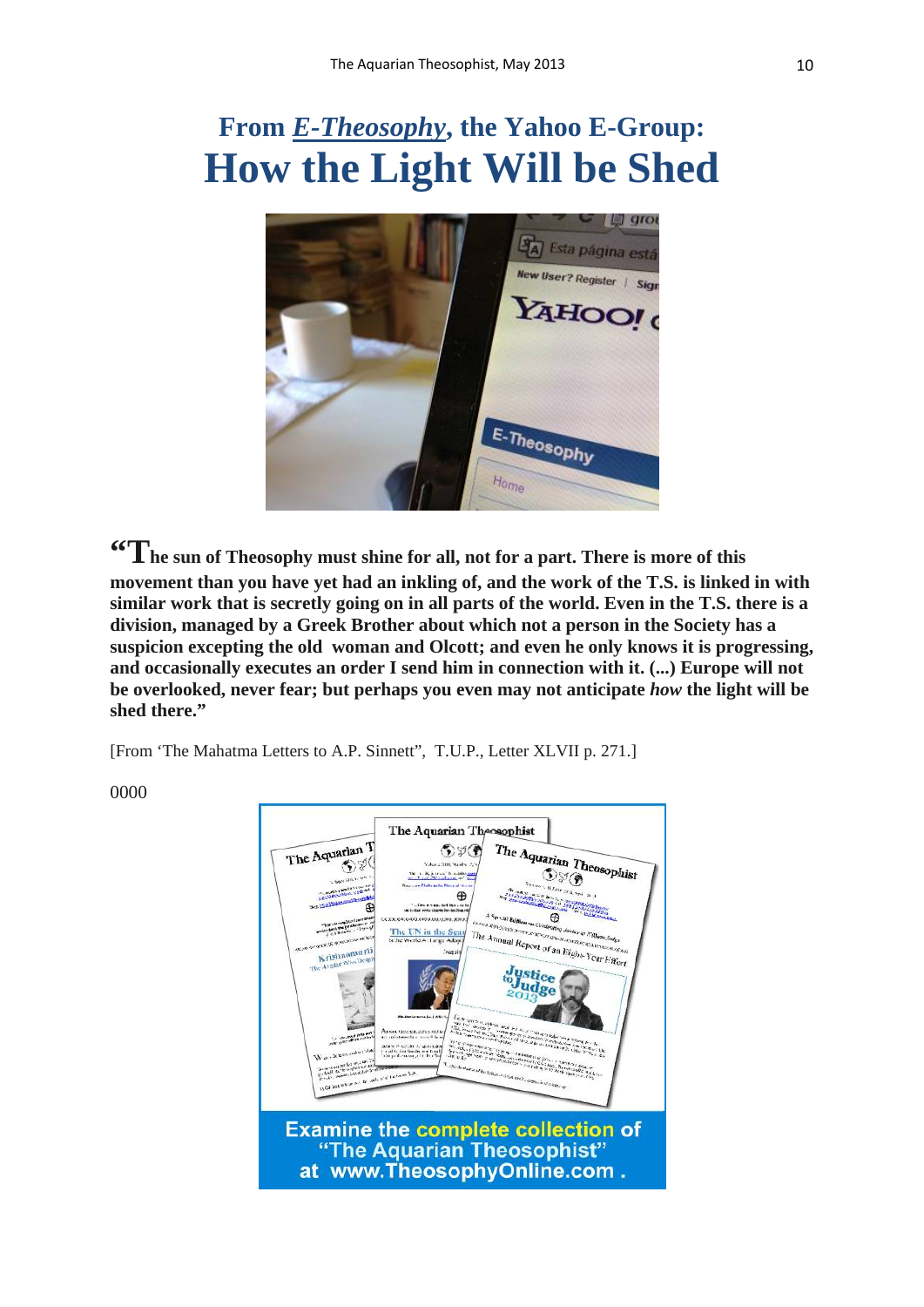# From *E-Theosophy*, the Yahoo E-Group: How the Light Will be Shed

**"The sun of Theosophy must shine for all, not for a part. There is more of this movement than you have yet had an inkling of, and the work of the T.S. is linked in with similar work that is secretly going on in all parts of the world. Even in the T.S. there is a division, managed by a Greek Brother about which not a person in the Society has a suspicion excepting the old woman and Olcott; and even he only knows it is progressing, and occasionally executes an order I send him in connection with it. (...) Europe will not be overlooked, never fear; but perhaps you even may not anticipate *how* the light will be shed there."**

[From 'The Mahatma Letters to A.P. Sinnett", T.U.P., Letter XLVII p. 271.]

0000

Examine the complete collection of "The Aquarian Theosophist" at www.TheosophyOnline.com .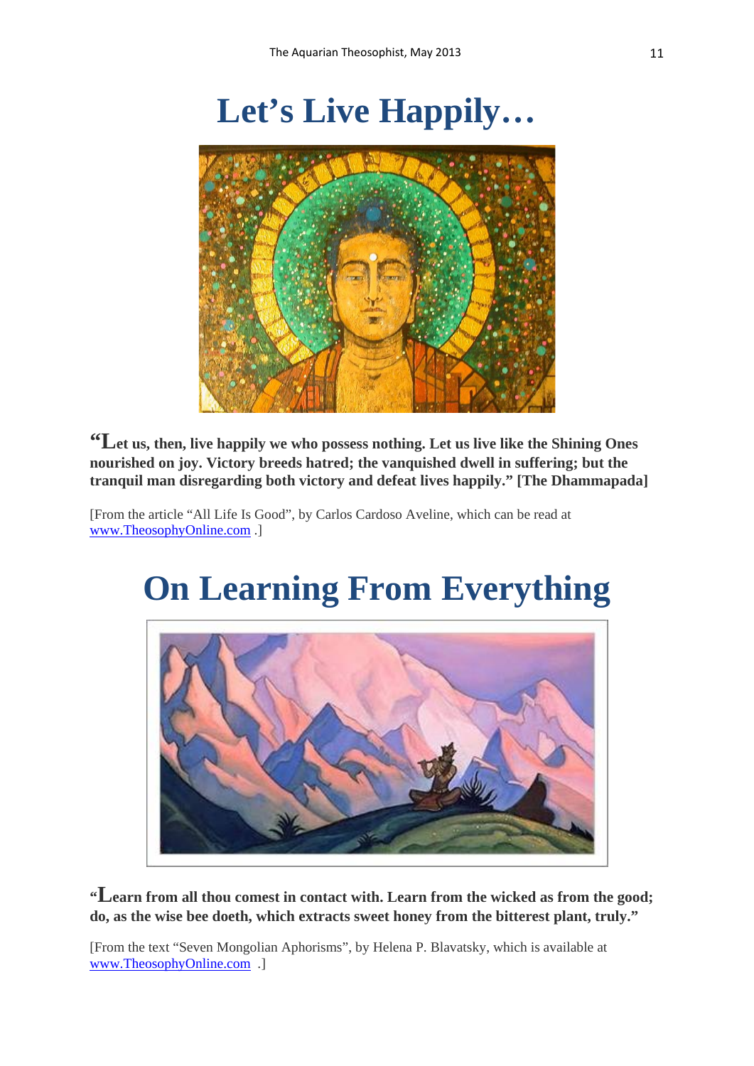# Let's Live Happily…

**"Let us, then, live happily we who possess nothing. Let us live like the Shining Ones nourished on joy. Victory breeds hatred; the vanquished dwell in suffering; but the tranquil man disregarding both victory and defeat lives happily." [The Dhammapada]**

[From the article "All Life Is Good", by Carlos Cardoso Aveline, which can be read at www.TheosophyOnline.com .]

# On Learning From Everything

**"Learn from all thou comest in contact with. Learn from the wicked as from the good; do, as the wise bee doeth, which extracts sweet honey from the bitterest plant, truly."**

[From the text "Seven Mongolian Aphorisms", by Helena P. Blavatsky, which is available at www.TheosophyOnline.com .]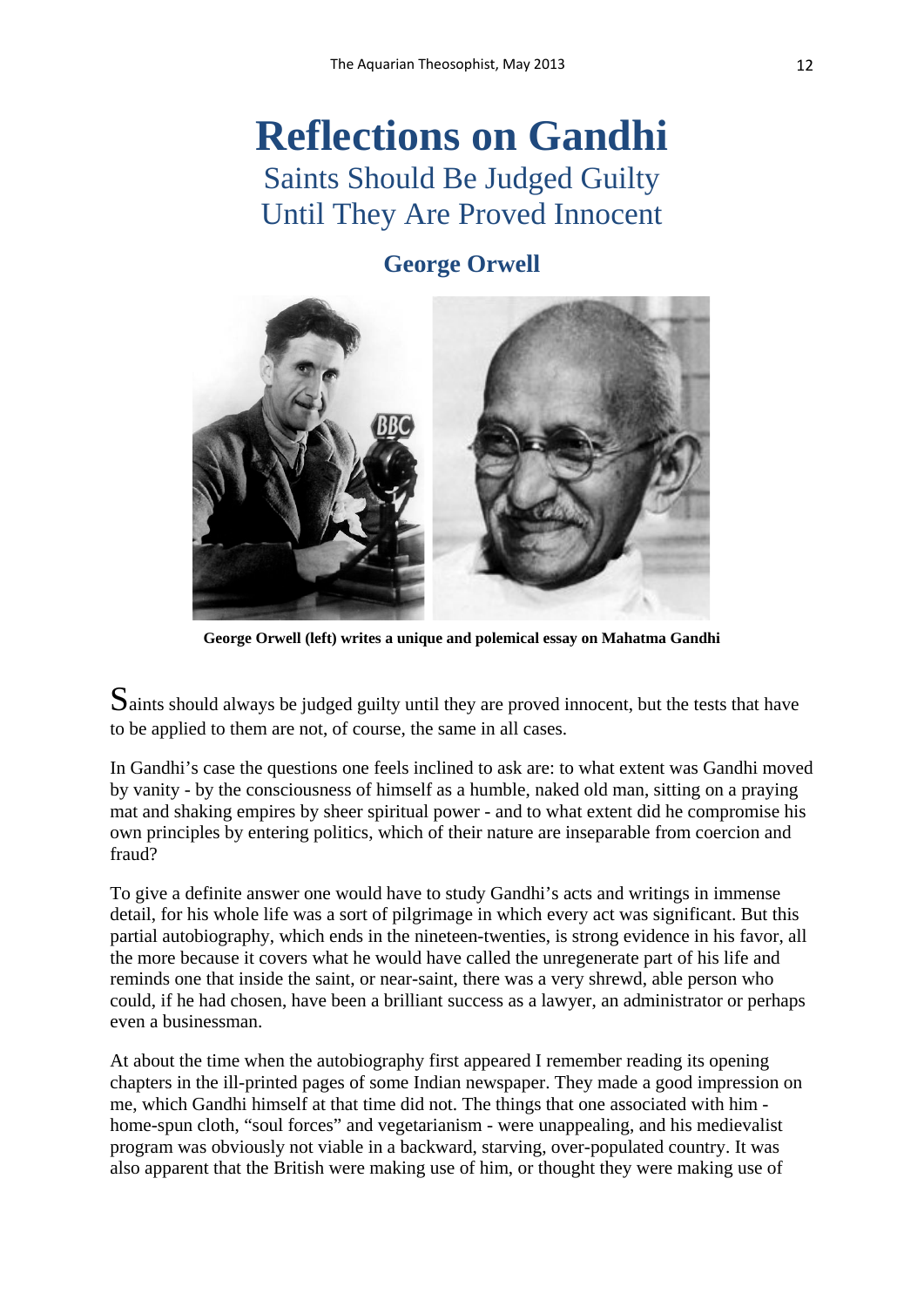# Reflections on Gandhi

## Saints Should Be Judged Guilty Until They Are Proved Innocent

### George Orwell

**George Orwell (left) writes a unique and polemical essay on Mahatma Gandhi**

Saints should always be judged guilty until they are proved innocent, but the tests that have to be applied to them are not, of course, the same in all cases.

In Gandhi's case the questions one feels inclined to ask are: to what extent was Gandhi moved by vanity - by the consciousness of himself as a humble, naked old man, sitting on a praying mat and shaking empires by sheer spiritual power - and to what extent did he compromise his own principles by entering politics, which of their nature are inseparable from coercion and fraud?

To give a definite answer one would have to study Gandhi's acts and writings in immense detail, for his whole life was a sort of pilgrimage in which every act was significant. But this partial autobiography, which ends in the nineteen-twenties, is strong evidence in his favor, all the more because it covers what he would have called the unregenerate part of his life and reminds one that inside the saint, or near-saint, there was a very shrewd, able person who could, if he had chosen, have been a brilliant success as a lawyer, an administrator or perhaps even a businessman.

At about the time when the autobiography first appeared I remember reading its opening chapters in the ill-printed pages of some Indian newspaper. They made a good impression on me, which Gandhi himself at that time did not. The things that one associated with him - home-spun cloth, "soul forces" and vegetarianism - were unappealing, and his medievalist program was obviously not viable in a backward, starving, over-populated country. It was also apparent that the British were making use of him, or thought they were making use of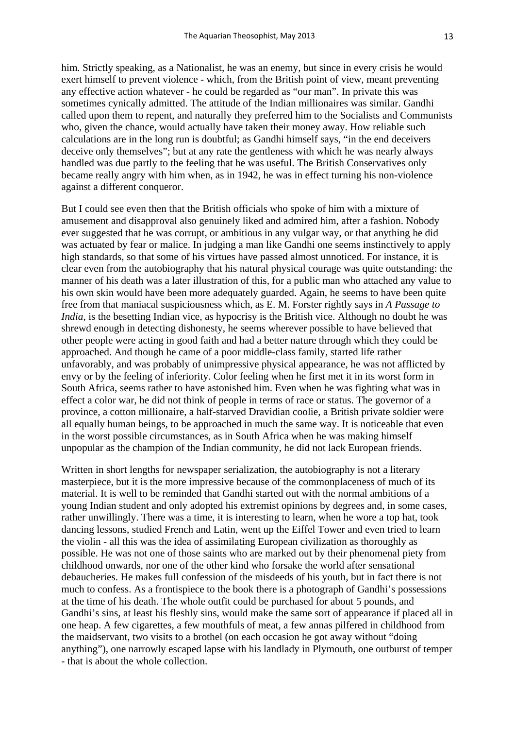him. Strictly speaking, as a Nationalist, he was an enemy, but since in every crisis he would exert himself to prevent violence - which, from the British point of view, meant preventing any effective action whatever - he could be regarded as "our man". In private this was sometimes cynically admitted. The attitude of the Indian millionaires was similar. Gandhi called upon them to repent, and naturally they preferred him to the Socialists and Communists who, given the chance, would actually have taken their money away. How reliable such calculations are in the long run is doubtful; as Gandhi himself says, "in the end deceivers deceive only themselves"; but at any rate the gentleness with which he was nearly always handled was due partly to the feeling that he was useful. The British Conservatives only became really angry with him when, as in 1942, he was in effect turning his non-violence against a different conqueror.

But I could see even then that the British officials who spoke of him with a mixture of amusement and disapproval also genuinely liked and admired him, after a fashion. Nobody ever suggested that he was corrupt, or ambitious in any vulgar way, or that anything he did was actuated by fear or malice. In judging a man like Gandhi one seems instinctively to apply high standards, so that some of his virtues have passed almost unnoticed. For instance, it is clear even from the autobiography that his natural physical courage was quite outstanding: the manner of his death was a later illustration of this, for a public man who attached any value to his own skin would have been more adequately guarded. Again, he seems to have been quite free from that maniacal suspiciousness which, as E. M. Forster rightly says in *A Passage to India*, is the besetting Indian vice, as hypocrisy is the British vice. Although no doubt he was shrewd enough in detecting dishonesty, he seems wherever possible to have believed that other people were acting in good faith and had a better nature through which they could be approached. And though he came of a poor middle-class family, started life rather unfavorably, and was probably of unimpressive physical appearance, he was not afflicted by envy or by the feeling of inferiority. Color feeling when he first met it in its worst form in South Africa, seems rather to have astonished him. Even when he was fighting what was in effect a color war, he did not think of people in terms of race or status. The governor of a province, a cotton millionaire, a half-starved Dravidian coolie, a British private soldier were all equally human beings, to be approached in much the same way. It is noticeable that even in the worst possible circumstances, as in South Africa when he was making himself unpopular as the champion of the Indian community, he did not lack European friends.

Written in short lengths for newspaper serialization, the autobiography is not a literary masterpiece, but it is the more impressive because of the commonplaceness of much of its material. It is well to be reminded that Gandhi started out with the normal ambitions of a young Indian student and only adopted his extremist opinions by degrees and, in some cases, rather unwillingly. There was a time, it is interesting to learn, when he wore a top hat, took dancing lessons, studied French and Latin, went up the Eiffel Tower and even tried to learn the violin - all this was the idea of assimilating European civilization as thoroughly as possible. He was not one of those saints who are marked out by their phenomenal piety from childhood onwards, nor one of the other kind who forsake the world after sensational debaucheries. He makes full confession of the misdeeds of his youth, but in fact there is not much to confess. As a frontispiece to the book there is a photograph of Gandhi's possessions at the time of his death. The whole outfit could be purchased for about 5 pounds, and Gandhi's sins, at least his fleshly sins, would make the same sort of appearance if placed all in one heap. A few cigarettes, a few mouthfuls of meat, a few annas pilfered in childhood from the maidservant, two visits to a brothel (on each occasion he got away without "doing anything"), one narrowly escaped lapse with his landlady in Plymouth, one outburst of temper - that is about the whole collection.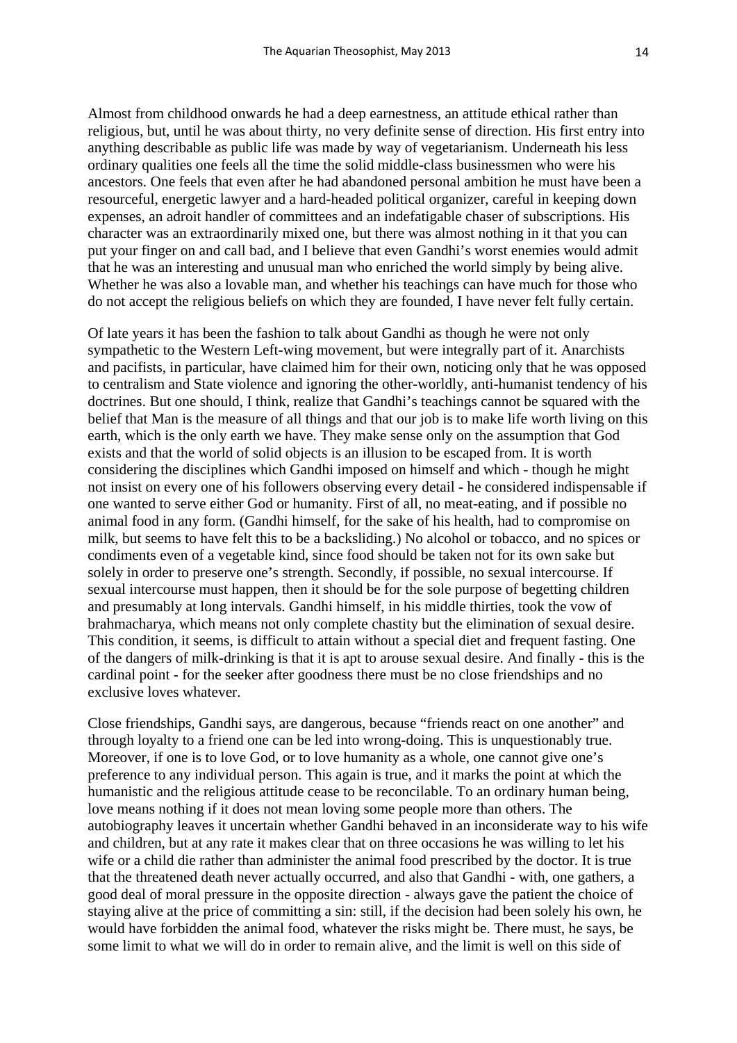Almost from childhood onwards he had a deep earnestness, an attitude ethical rather than religious, but, until he was about thirty, no very definite sense of direction. His first entry into anything describable as public life was made by way of vegetarianism. Underneath his less ordinary qualities one feels all the time the solid middle-class businessmen who were his ancestors. One feels that even after he had abandoned personal ambition he must have been a resourceful, energetic lawyer and a hard-headed political organizer, careful in keeping down expenses, an adroit handler of committees and an indefatigable chaser of subscriptions. His character was an extraordinarily mixed one, but there was almost nothing in it that you can put your finger on and call bad, and I believe that even Gandhi's worst enemies would admit that he was an interesting and unusual man who enriched the world simply by being alive. Whether he was also a lovable man, and whether his teachings can have much for those who do not accept the religious beliefs on which they are founded, I have never felt fully certain.

Of late years it has been the fashion to talk about Gandhi as though he were not only sympathetic to the Western Left-wing movement, but were integrally part of it. Anarchists and pacifists, in particular, have claimed him for their own, noticing only that he was opposed to centralism and State violence and ignoring the other-worldly, anti-humanist tendency of his doctrines. But one should, I think, realize that Gandhi's teachings cannot be squared with the belief that Man is the measure of all things and that our job is to make life worth living on this earth, which is the only earth we have. They make sense only on the assumption that God exists and that the world of solid objects is an illusion to be escaped from. It is worth considering the disciplines which Gandhi imposed on himself and which - though he might not insist on every one of his followers observing every detail - he considered indispensable if one wanted to serve either God or humanity. First of all, no meat-eating, and if possible no animal food in any form. (Gandhi himself, for the sake of his health, had to compromise on milk, but seems to have felt this to be a backsliding.) No alcohol or tobacco, and no spices or condiments even of a vegetable kind, since food should be taken not for its own sake but solely in order to preserve one's strength. Secondly, if possible, no sexual intercourse. If sexual intercourse must happen, then it should be for the sole purpose of begetting children and presumably at long intervals. Gandhi himself, in his middle thirties, took the vow of brahmacharya, which means not only complete chastity but the elimination of sexual desire. This condition, it seems, is difficult to attain without a special diet and frequent fasting. One of the dangers of milk-drinking is that it is apt to arouse sexual desire. And finally - this is the cardinal point - for the seeker after goodness there must be no close friendships and no exclusive loves whatever.

Close friendships, Gandhi says, are dangerous, because "friends react on one another" and through loyalty to a friend one can be led into wrong-doing. This is unquestionably true. Moreover, if one is to love God, or to love humanity as a whole, one cannot give one's preference to any individual person. This again is true, and it marks the point at which the humanistic and the religious attitude cease to be reconcilable. To an ordinary human being, love means nothing if it does not mean loving some people more than others. The autobiography leaves it uncertain whether Gandhi behaved in an inconsiderate way to his wife and children, but at any rate it makes clear that on three occasions he was willing to let his wife or a child die rather than administer the animal food prescribed by the doctor. It is true that the threatened death never actually occurred, and also that Gandhi - with, one gathers, a good deal of moral pressure in the opposite direction - always gave the patient the choice of staying alive at the price of committing a sin: still, if the decision had been solely his own, he would have forbidden the animal food, whatever the risks might be. There must, he says, be some limit to what we will do in order to remain alive, and the limit is well on this side of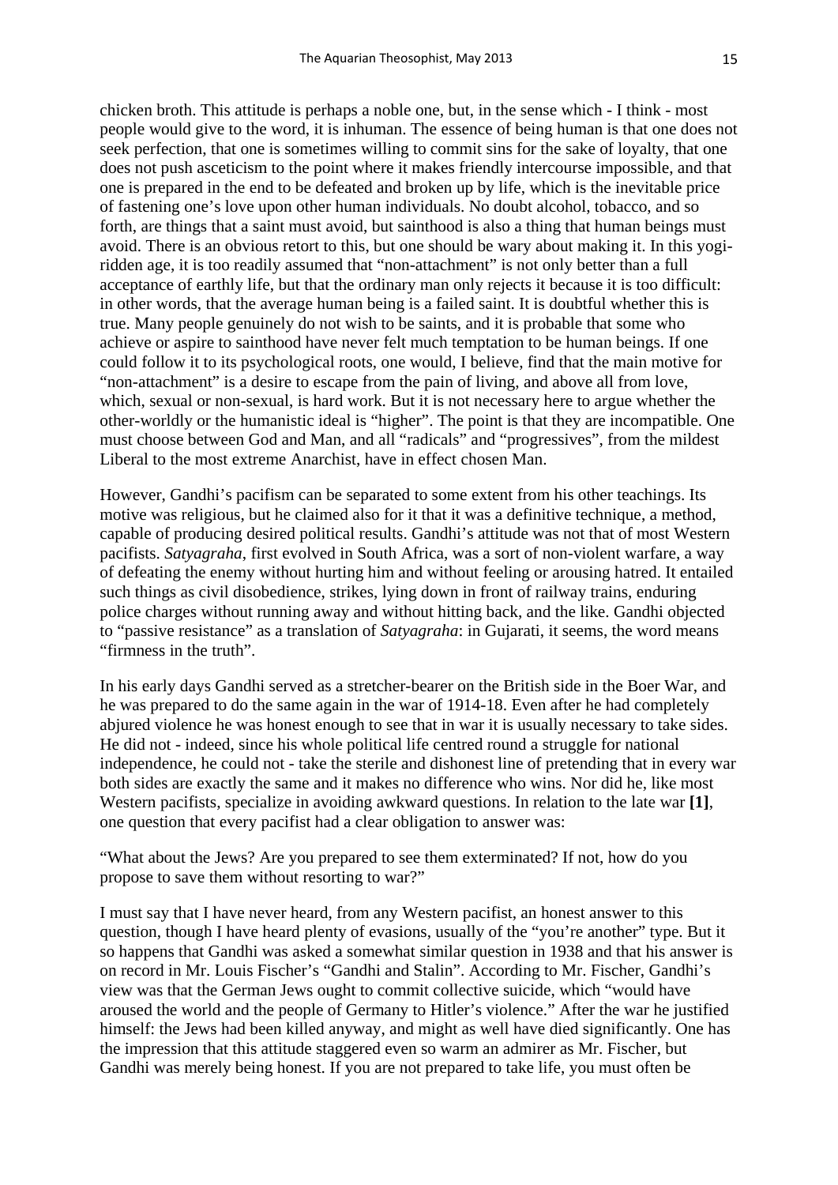chicken broth. This attitude is perhaps a noble one, but, in the sense which - I think - most people would give to the word, it is inhuman. The essence of being human is that one does not seek perfection, that one is sometimes willing to commit sins for the sake of loyalty, that one does not push asceticism to the point where it makes friendly intercourse impossible, and that one is prepared in the end to be defeated and broken up by life, which is the inevitable price of fastening one's love upon other human individuals. No doubt alcohol, tobacco, and so forth, are things that a saint must avoid, but sainthood is also a thing that human beings must avoid. There is an obvious retort to this, but one should be wary about making it. In this yogi-ridden age, it is too readily assumed that "non-attachment" is not only better than a full acceptance of earthly life, but that the ordinary man only rejects it because it is too difficult: in other words, that the average human being is a failed saint. It is doubtful whether this is true. Many people genuinely do not wish to be saints, and it is probable that some who achieve or aspire to sainthood have never felt much temptation to be human beings. If one could follow it to its psychological roots, one would, I believe, find that the main motive for "non-attachment" is a desire to escape from the pain of living, and above all from love, which, sexual or non-sexual, is hard work. But it is not necessary here to argue whether the other-worldly or the humanistic ideal is "higher". The point is that they are incompatible. One must choose between God and Man, and all "radicals" and "progressives", from the mildest Liberal to the most extreme Anarchist, have in effect chosen Man.

However, Gandhi's pacifism can be separated to some extent from his other teachings. Its motive was religious, but he claimed also for it that it was a definitive technique, a method, capable of producing desired political results. Gandhi's attitude was not that of most Western pacifists. *Satyagraha*, first evolved in South Africa, was a sort of non-violent warfare, a way of defeating the enemy without hurting him and without feeling or arousing hatred. It entailed such things as civil disobedience, strikes, lying down in front of railway trains, enduring police charges without running away and without hitting back, and the like. Gandhi objected to "passive resistance" as a translation of *Satyagraha*: in Gujarati, it seems, the word means "firmness in the truth".

In his early days Gandhi served as a stretcher-bearer on the British side in the Boer War, and he was prepared to do the same again in the war of 1914-18. Even after he had completely abjured violence he was honest enough to see that in war it is usually necessary to take sides. He did not - indeed, since his whole political life centred round a struggle for national independence, he could not - take the sterile and dishonest line of pretending that in every war both sides are exactly the same and it makes no difference who wins. Nor did he, like most Western pacifists, specialize in avoiding awkward questions. In relation to the late war **[1]**, one question that every pacifist had a clear obligation to answer was:

"What about the Jews? Are you prepared to see them exterminated? If not, how do you propose to save them without resorting to war?"

I must say that I have never heard, from any Western pacifist, an honest answer to this question, though I have heard plenty of evasions, usually of the "you're another" type. But it so happens that Gandhi was asked a somewhat similar question in 1938 and that his answer is on record in Mr. Louis Fischer's "Gandhi and Stalin". According to Mr. Fischer, Gandhi's view was that the German Jews ought to commit collective suicide, which "would have aroused the world and the people of Germany to Hitler's violence." After the war he justified himself: the Jews had been killed anyway, and might as well have died significantly. One has the impression that this attitude staggered even so warm an admirer as Mr. Fischer, but Gandhi was merely being honest. If you are not prepared to take life, you must often be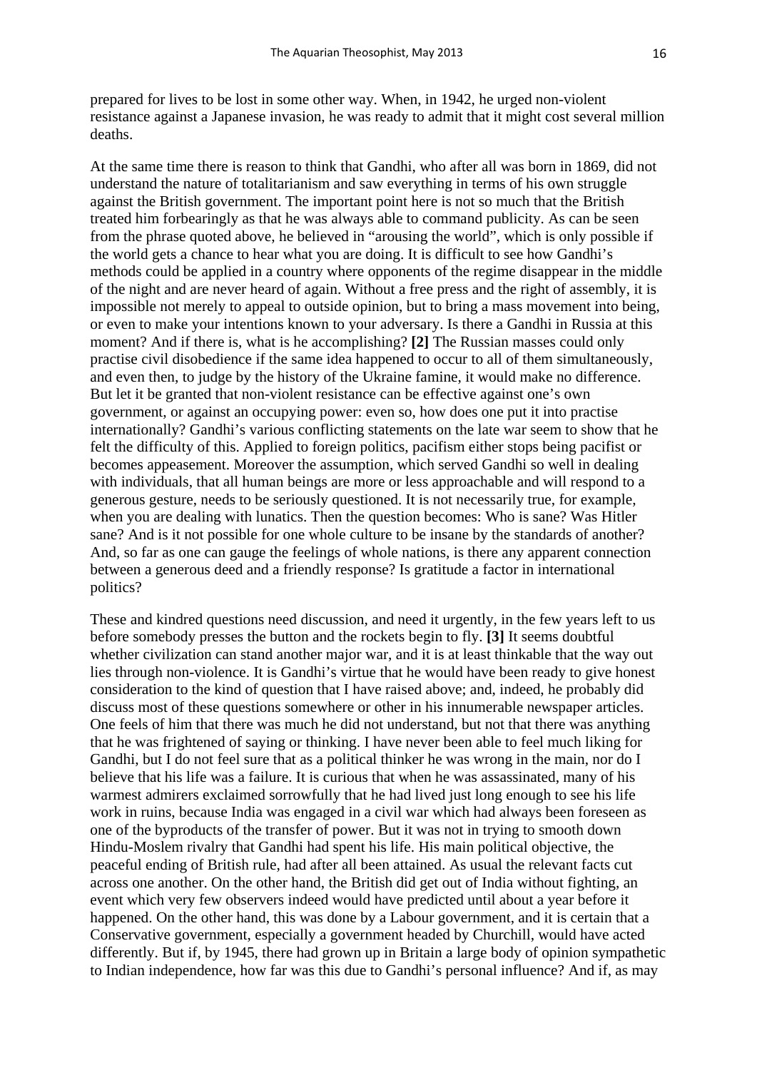prepared for lives to be lost in some other way. When, in 1942, he urged non-violent resistance against a Japanese invasion, he was ready to admit that it might cost several million deaths.

At the same time there is reason to think that Gandhi, who after all was born in 1869, did not understand the nature of totalitarianism and saw everything in terms of his own struggle against the British government. The important point here is not so much that the British treated him forbearingly as that he was always able to command publicity. As can be seen from the phrase quoted above, he believed in "arousing the world", which is only possible if the world gets a chance to hear what you are doing. It is difficult to see how Gandhi's methods could be applied in a country where opponents of the regime disappear in the middle of the night and are never heard of again. Without a free press and the right of assembly, it is impossible not merely to appeal to outside opinion, but to bring a mass movement into being, or even to make your intentions known to your adversary. Is there a Gandhi in Russia at this moment? And if there is, what is he accomplishing? **[2]** The Russian masses could only practise civil disobedience if the same idea happened to occur to all of them simultaneously, and even then, to judge by the history of the Ukraine famine, it would make no difference. But let it be granted that non-violent resistance can be effective against one's own government, or against an occupying power: even so, how does one put it into practise internationally? Gandhi's various conflicting statements on the late war seem to show that he felt the difficulty of this. Applied to foreign politics, pacifism either stops being pacifist or becomes appeasement. Moreover the assumption, which served Gandhi so well in dealing with individuals, that all human beings are more or less approachable and will respond to a generous gesture, needs to be seriously questioned. It is not necessarily true, for example, when you are dealing with lunatics. Then the question becomes: Who is sane? Was Hitler sane? And is it not possible for one whole culture to be insane by the standards of another? And, so far as one can gauge the feelings of whole nations, is there any apparent connection between a generous deed and a friendly response? Is gratitude a factor in international politics?

These and kindred questions need discussion, and need it urgently, in the few years left to us before somebody presses the button and the rockets begin to fly. **[3]** It seems doubtful whether civilization can stand another major war, and it is at least thinkable that the way out lies through non-violence. It is Gandhi's virtue that he would have been ready to give honest consideration to the kind of question that I have raised above; and, indeed, he probably did discuss most of these questions somewhere or other in his innumerable newspaper articles. One feels of him that there was much he did not understand, but not that there was anything that he was frightened of saying or thinking. I have never been able to feel much liking for Gandhi, but I do not feel sure that as a political thinker he was wrong in the main, nor do I believe that his life was a failure. It is curious that when he was assassinated, many of his warmest admirers exclaimed sorrowfully that he had lived just long enough to see his life work in ruins, because India was engaged in a civil war which had always been foreseen as one of the byproducts of the transfer of power. But it was not in trying to smooth down Hindu-Moslem rivalry that Gandhi had spent his life. His main political objective, the peaceful ending of British rule, had after all been attained. As usual the relevant facts cut across one another. On the other hand, the British did get out of India without fighting, an event which very few observers indeed would have predicted until about a year before it happened. On the other hand, this was done by a Labour government, and it is certain that a Conservative government, especially a government headed by Churchill, would have acted differently. But if, by 1945, there had grown up in Britain a large body of opinion sympathetic to Indian independence, how far was this due to Gandhi's personal influence? And if, as may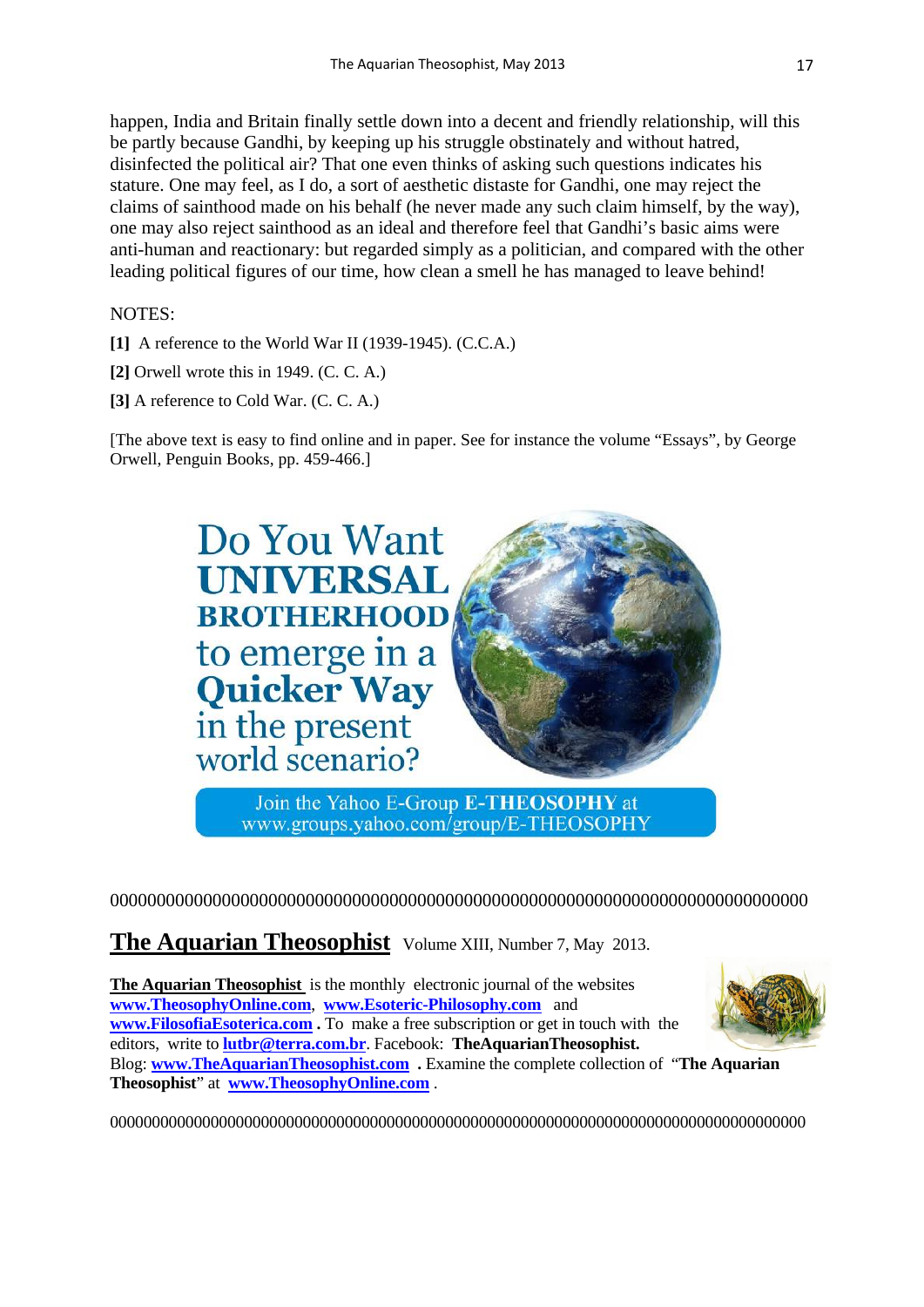happen, India and Britain finally settle down into a decent and friendly relationship, will this be partly because Gandhi, by keeping up his struggle obstinately and without hatred, disinfected the political air? That one even thinks of asking such questions indicates his stature. One may feel, as I do, a sort of aesthetic distaste for Gandhi, one may reject the claims of sainthood made on his behalf (he never made any such claim himself, by the way), one may also reject sainthood as an ideal and therefore feel that Gandhi's basic aims were anti-human and reactionary: but regarded simply as a politician, and compared with the other leading political figures of our time, how clean a smell he has managed to leave behind!

NOTES:

**[1]** A reference to the World War II (1939-1945). (C.C.A.)

**[2]** Orwell wrote this in 1949. (C. C. A.)

**[3]** A reference to Cold War. (C. C. A.)

[The above text is easy to find online and in paper. See for instance the volume "Essays", by George Orwell, Penguin Books, pp. 459-466.]

Do You Want **UNIVERSAL BROTHERHOOD** to emerge in a **Quicker Way** in the present world scenario?

Join the Yahoo E-Group **E-THEOSOPHY** at www.groups.yahoo.com/group/E-THEOSOPHY

000000000000000000000000000000000000000000000000000000000000000000000

## The Aquarian Theosophist

Volume XIII, Number 7, May 2013.

**The Aquarian Theosophist** is the monthly electronic journal of the websites **www.TheosophyOnline.com**, **www.Esoteric-Philosophy.com** and **www.FilosofiaEsoterica.com** . To make a free subscription or get in touch with the editors, write to **lutbr@terra.com.br**. Facebook: **TheAquarianTheosophist.** Blog: **www.TheAquarianTheosophist.com** . Examine the complete collection of "**The Aquarian Theosophist**" at **www.TheosophyOnline.com** .

000000000000000000000000000000000000000000000000000000000000000000000